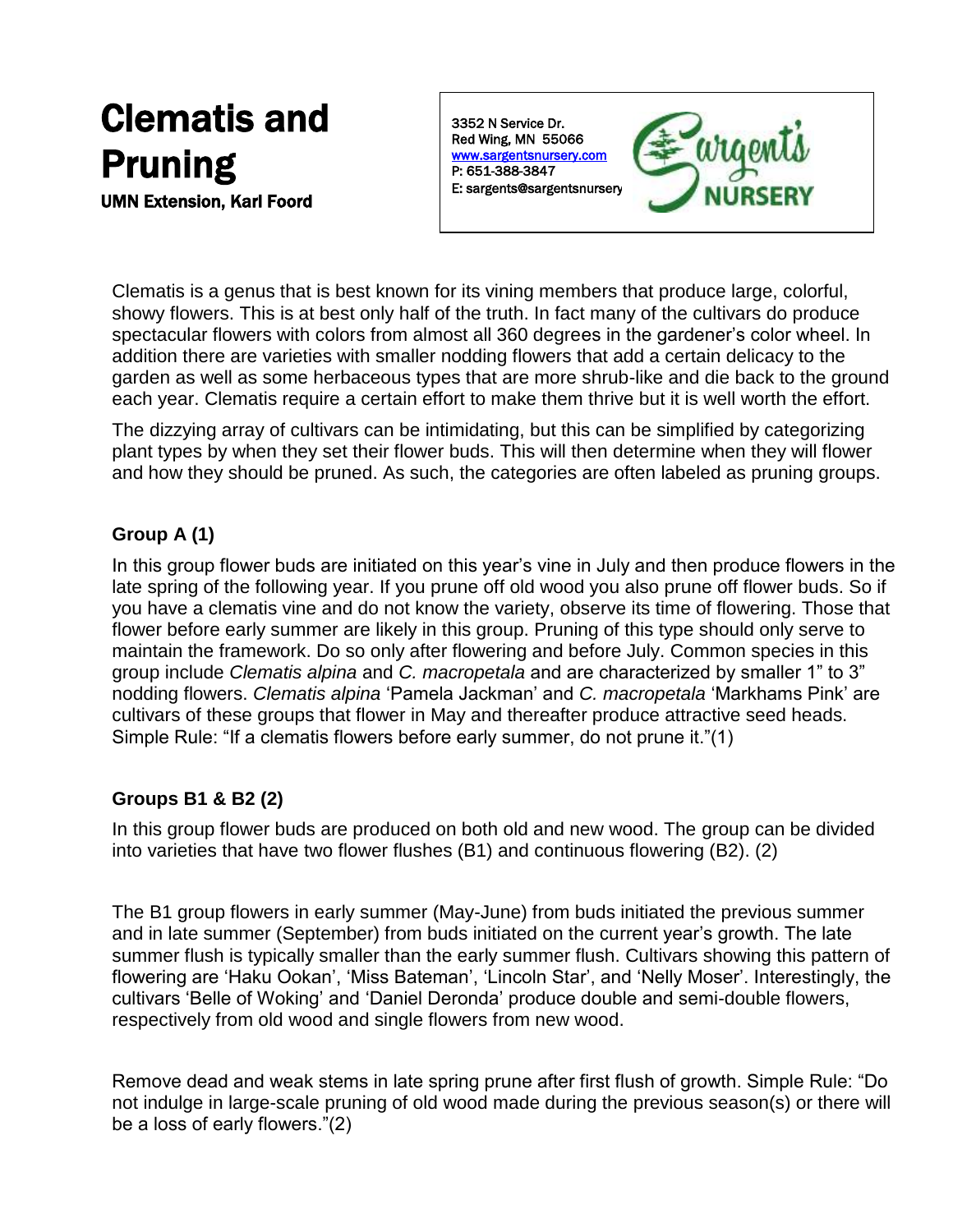# Clemati­s and Pruning

UMN Extension, Karl Foord

3352 N Service Dr.
Red Wing, MN 55066
www.sargentsnursery.com
P: 651-388-3847
E: sargents@sargentsnursery

Sargent's NURSERY

Clematis is a genus that is best known for its vining members that produce large, colorful, showy flowers. This is at best only half of the truth. In fact many of the cultivars do produce spectacular flowers with colors from almost all 360 degrees in the gardener's color wheel. In addition there are varieties with smaller nodding flowers that add a certain delicacy to the garden as well as some herbaceous types that are more shrub-like and die back to the ground each year. Clematis require a certain effort to make them thrive but it is well worth the effort.

The dizzying array of cultivars can be intimidating, but this can be simplified by categorizing plant types by when they set their flower buds. This will then determine when they will flower and how they should be pruned. As such, the categories are often labeled as pruning groups.

### Group A (1)

In this group flower buds are initiated on this year's vine in July and then produce flowers in the late spring of the following year. If you prune off old wood you also prune off flower buds. So if you have a clematis vine and do not know the variety, observe its time of flowering. Those that flower before early summer are likely in this group. Pruning of this type should only serve to maintain the framework. Do so only after flowering and before July. Common species in this group include *Clematis alpina* and *C. macropetala* and are characterized by smaller 1" to 3" nodding flowers. *Clematis alpina* 'Pamela Jackman' and *C. macropetala* 'Markhams Pink' are cultivars of these groups that flower in May and thereafter produce attractive seed heads. Simple Rule: "If a clematis flowers before early summer, do not prune it."(1)

### Groups B1 & B2 (2)

In this group flower buds are produced on both old and new wood. The group can be divided into varieties that have two flower flushes (B1) and continuous flowering (B2). (2)

The B1 group flowers in early summer (May-June) from buds initiated the previous summer and in late summer (September) from buds initiated on the current year's growth. The late summer flush is typically smaller than the early summer flush. Cultivars showing this pattern of flowering are 'Haku Ookan', 'Miss Bateman', 'Lincoln Star', and 'Nelly Moser'. Interestingly, the cultivars 'Belle of Woking' and 'Daniel Deronda' produce double and semi-double flowers, respectively from old wood and single flowers from new wood.

Remove dead and weak stems in late spring prune after first flush of growth. Simple Rule: "Do not indulge in large-scale pruning of old wood made during the previous season(s) or there will be a loss of early flowers."(2)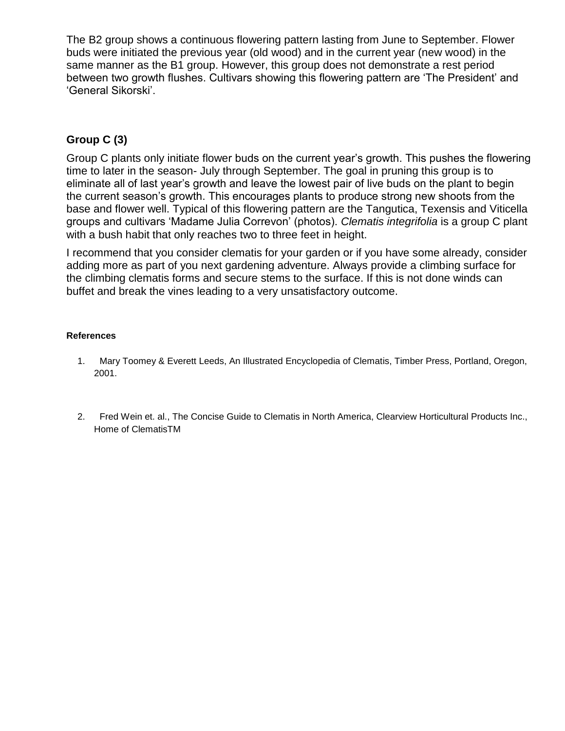The B2 group shows a continuous flowering pattern lasting from June to September. Flower buds were initiated the previous year (old wood) and in the current year (new wood) in the same manner as the B1 group. However, this group does not demonstrate a rest period between two growth flushes. Cultivars showing this flowering pattern are 'The President' and 'General Sikorski'.

## Group C (3)

Group C plants only initiate flower buds on the current year's growth. This pushes the flowering time to later in the season- July through September. The goal in pruning this group is to eliminate all of last year's growth and leave the lowest pair of live buds on the plant to begin the current season's growth. This encourages plants to produce strong new shoots from the base and flower well. Typical of this flowering pattern are the Tangutica, Texensis and Viticella groups and cultivars 'Madame Julia Correvon' (photos). *Clematis integrifolia* is a group C plant with a bush habit that only reaches two to three feet in height.

I recommend that you consider clematis for your garden or if you have some already, consider adding more as part of you next gardening adventure. Always provide a climbing surface for the climbing clematis forms and secure stems to the surface. If this is not done winds can buffet and break the vines leading to a very unsatisfactory outcome.

**References**

1. Mary Toomey & Everett Leeds, An Illustrated Encyclopedia of Clematis, Timber Press, Portland, Oregon, 2001.

2. Fred Wein et. al., The Concise Guide to Clematis in North America, Clearview Horticultural Products Inc., Home of ClematisTM